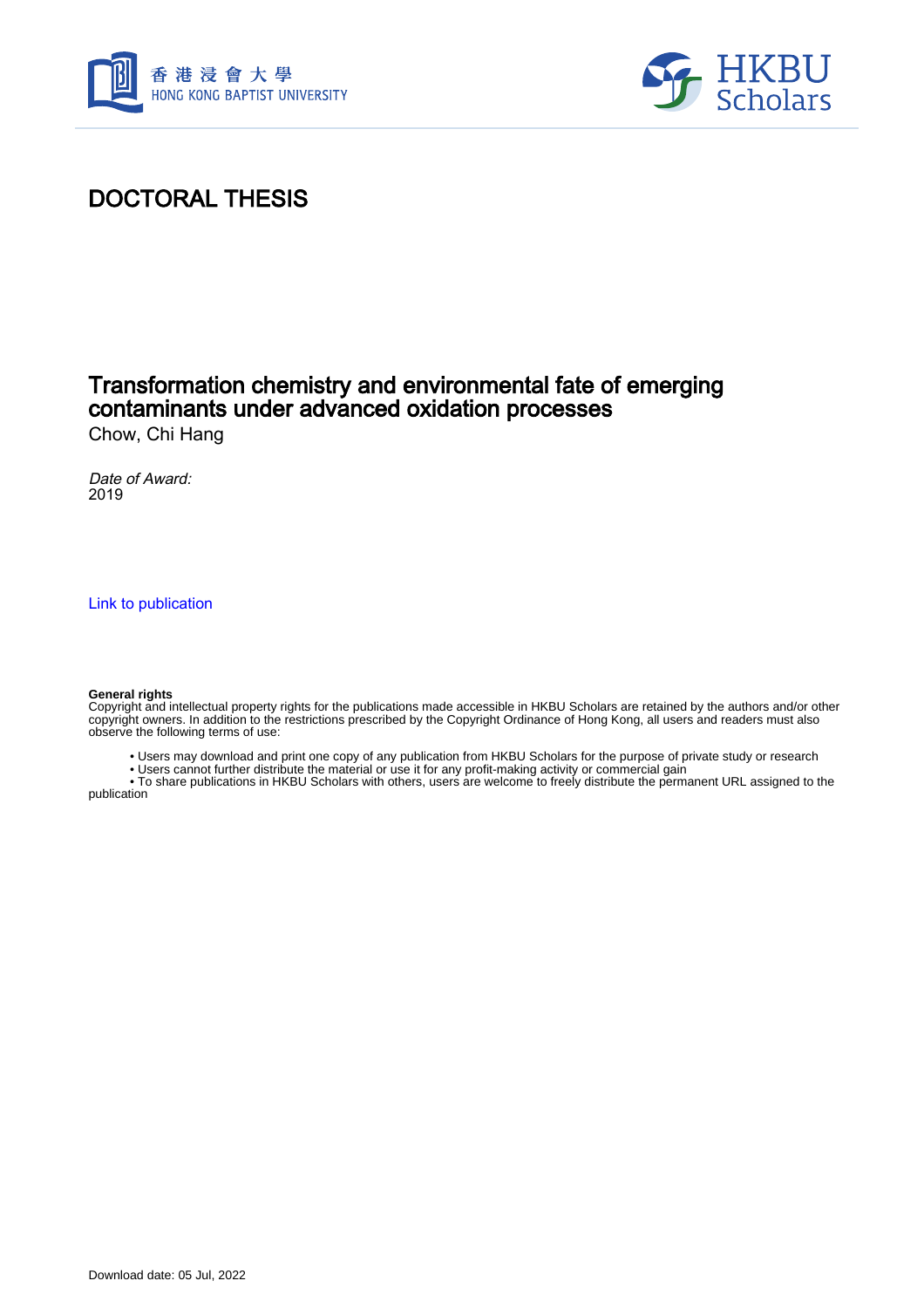# DOCTORAL THESIS

## Transformation chemistry and environmental fate of emerging contaminants under advanced oxidation processes

Chow, Chi Hang

*Date of Award:*
2019

Link to publication

**General rights**
Copyright and intellectual property rights for the publications made accessible in HKBU Scholars are retained by the authors and/or other copyright owners. In addition to the restrictions prescribed by the Copyright Ordinance of Hong Kong, all users and readers must also observe the following terms of use:

- Users may download and print one copy of any publication from HKBU Scholars for the purpose of private study or research
- Users cannot further distribute the material or use it for any profit-making activity or commercial gain
- To share publications in HKBU Scholars with others, users are welcome to freely distribute the permanent URL assigned to the publication

Download date: 05 Jul, 2022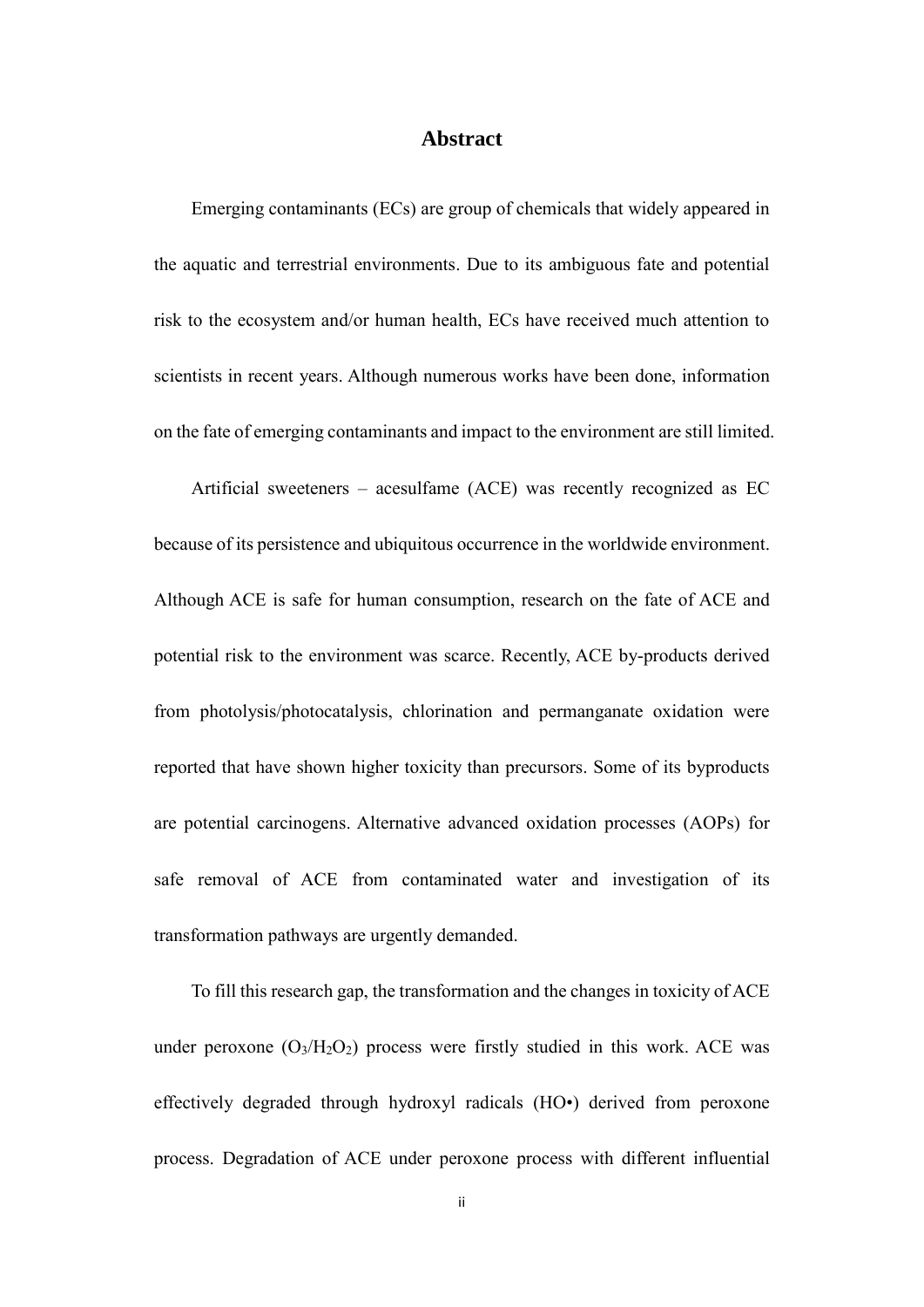# Abstract

Emerging contaminants (ECs) are group of chemicals that widely appeared in the aquatic and terrestrial environments. Due to its ambiguous fate and potential risk to the ecosystem and/or human health, ECs have received much attention to scientists in recent years. Although numerous works have been done, information on the fate of emerging contaminants and impact to the environment are still limited.

Artificial sweeteners – acesulfame (ACE) was recently recognized as EC because of its persistence and ubiquitous occurrence in the worldwide environment. Although ACE is safe for human consumption, research on the fate of ACE and potential risk to the environment was scarce. Recently, ACE by-products derived from photolysis/photocatalysis, chlorination and permanganate oxidation were reported that have shown higher toxicity than precursors. Some of its byproducts are potential carcinogens. Alternative advanced oxidation processes (AOPs) for safe removal of ACE from contaminated water and investigation of its transformation pathways are urgently demanded.

To fill this research gap, the transformation and the changes in toxicity of ACE under peroxone ($O_3/H_2O_2$) process were firstly studied in this work. ACE was effectively degraded through hydroxyl radicals (HO•) derived from peroxone process. Degradation of ACE under peroxone process with different influential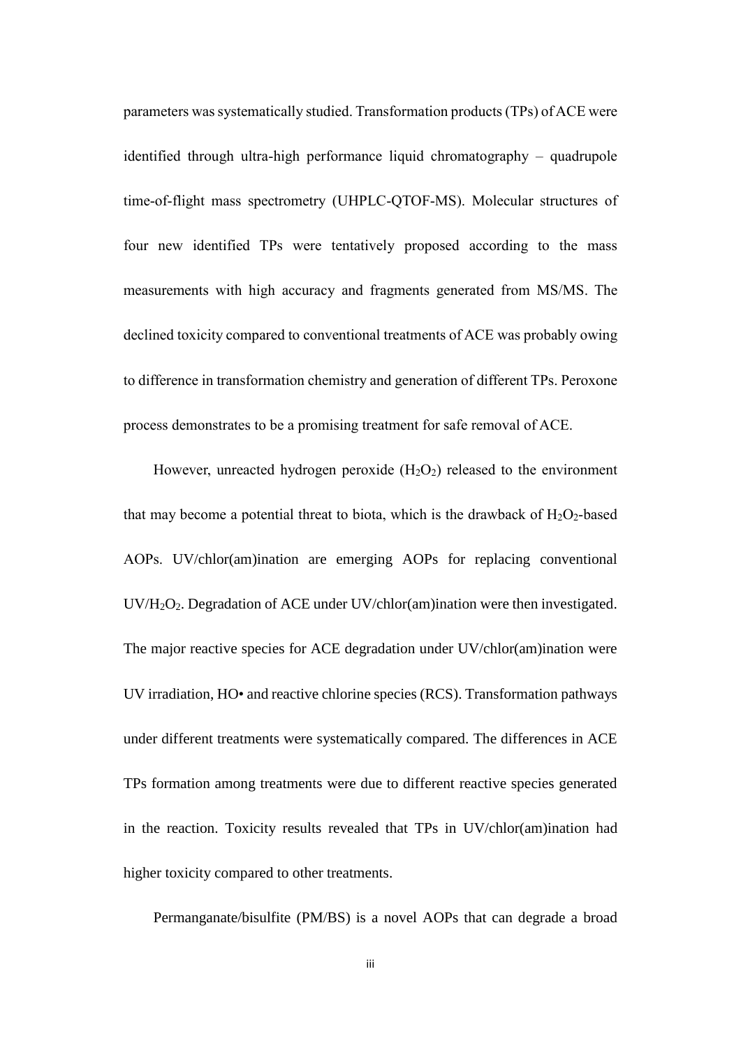parameters was systematically studied. Transformation products (TPs) of ACE were identified through ultra-high performance liquid chromatography – quadrupole time-of-flight mass spectrometry (UHPLC-QTOF-MS). Molecular structures of four new identified TPs were tentatively proposed according to the mass measurements with high accuracy and fragments generated from MS/MS. The declined toxicity compared to conventional treatments of ACE was probably owing to difference in transformation chemistry and generation of different TPs. Peroxone process demonstrates to be a promising treatment for safe removal of ACE.

However, unreacted hydrogen peroxide ($H_2O_2$) released to the environment that may become a potential threat to biota, which is the drawback of $H_2O_2$-based AOPs. UV/chlor(am)ination are emerging AOPs for replacing conventional UV/$H_2O_2$. Degradation of ACE under UV/chlor(am)ination were then investigated. The major reactive species for ACE degradation under UV/chlor(am)ination were UV irradiation, HO• and reactive chlorine species (RCS). Transformation pathways under different treatments were systematically compared. The differences in ACE TPs formation among treatments were due to different reactive species generated in the reaction. Toxicity results revealed that TPs in UV/chlor(am)ination had higher toxicity compared to other treatments.

Permanganate/bisulfite (PM/BS) is a novel AOPs that can degrade a broad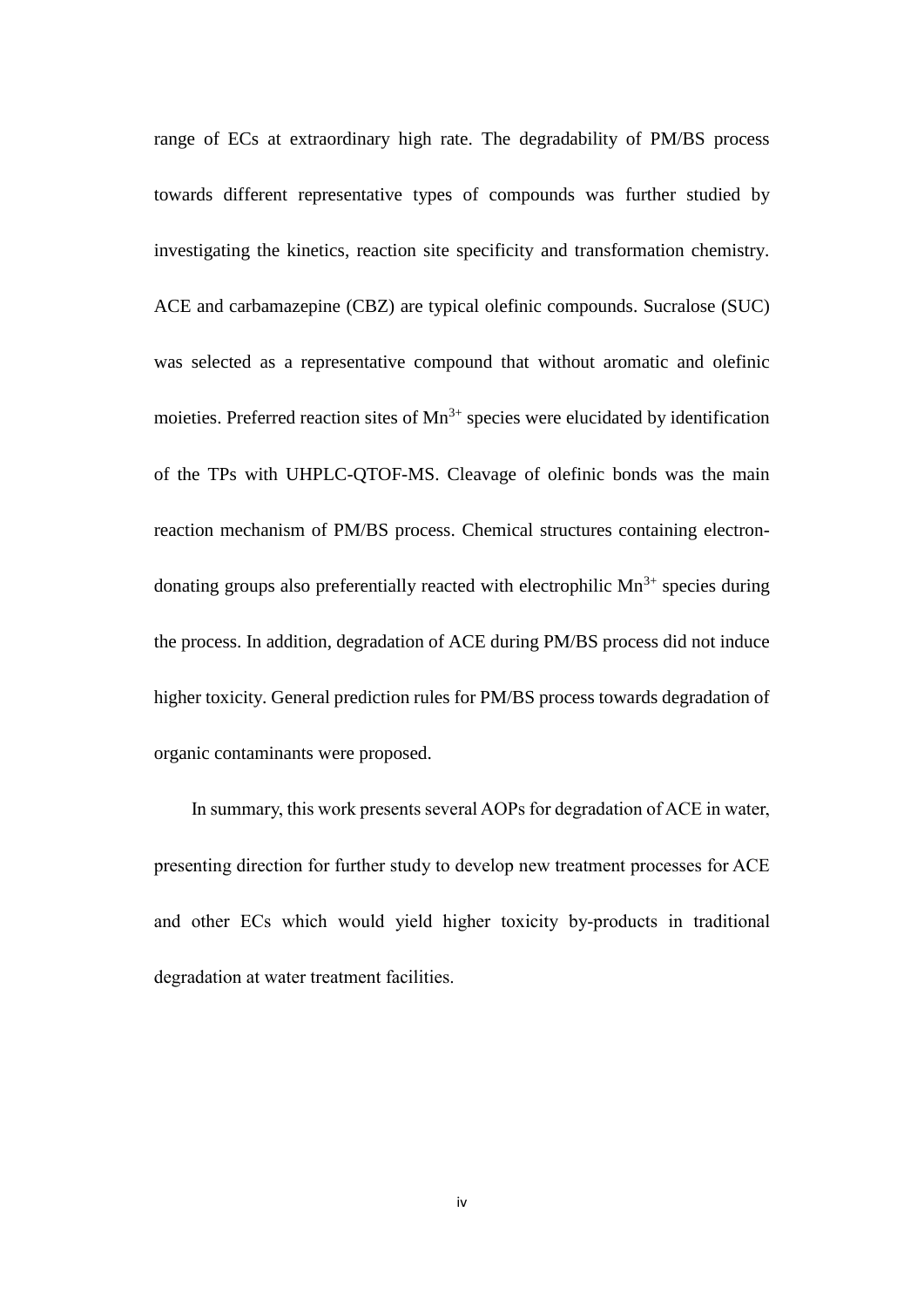range of ECs at extraordinary high rate. The degradability of PM/BS process towards different representative types of compounds was further studied by investigating the kinetics, reaction site specificity and transformation chemistry. ACE and carbamazepine (CBZ) are typical olefinic compounds. Sucralose (SUC) was selected as a representative compound that without aromatic and olefinic moieties. Preferred reaction sites of $Mn^{3+}$ species were elucidated by identification of the TPs with UHPLC-QTOF-MS. Cleavage of olefinic bonds was the main reaction mechanism of PM/BS process. Chemical structures containing electron-donating groups also preferentially reacted with electrophilic $Mn^{3+}$ species during the process. In addition, degradation of ACE during PM/BS process did not induce higher toxicity. General prediction rules for PM/BS process towards degradation of organic contaminants were proposed.

In summary, this work presents several AOPs for degradation of ACE in water, presenting direction for further study to develop new treatment processes for ACE and other ECs which would yield higher toxicity by-products in traditional degradation at water treatment facilities.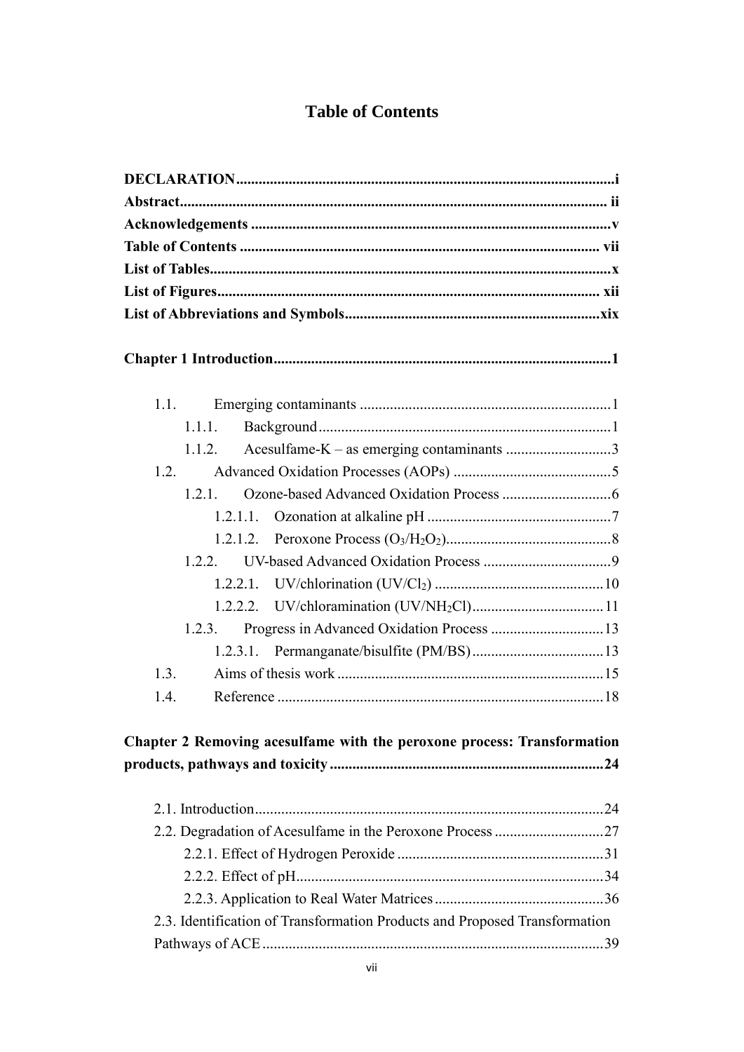# Table of Contents

**DECLARATION** .................................................................................................... **i**
**Abstract** ................................................................................................................. **ii**
**Acknowledgements** ............................................................................................. **v**
**Table of Contents** ............................................................................................... **vii**
**List of Tables** ......................................................................................................... **x**
**List of Figures** ..................................................................................................... **xii**
**List of Abbreviations and Symbols** ................................................................... **xix**

**Chapter 1 Introduction** ......................................................................................... **1**

1.1. Emerging contaminants .................................................................. 1
 1.1.1. Background ............................................................................. 1
 1.1.2. Acesulfame-K – as emerging contaminants ............................ 3
1.2. Advanced Oxidation Processes (AOPs) .......................................... 5
 1.2.1. Ozone-based Advanced Oxidation Process ............................. 6
  1.2.1.1. Ozonation at alkaline pH ................................................. 7
  1.2.1.2. Peroxone Process ($O_3/H_2O_2$) ........................................... 8
 1.2.2. UV-based Advanced Oxidation Process .................................. 9
  1.2.2.1. UV/chlorination (UV/$Cl_2$) ............................................. 10
  1.2.2.2. UV/chloramination (UV/$NH_2Cl$) .................................. 11
 1.2.3. Progress in Advanced Oxidation Process .............................. 13
  1.2.3.1. Permanganate/bisulfite (PM/BS) ................................... 13
1.3. Aims of thesis work ....................................................................... 15
1.4. Reference ...................................................................................... 18

**Chapter 2 Removing acesulfame with the peroxone process: Transformation products, pathways and toxicity** ......................................................................... **24**

2.1. Introduction ............................................................................................ 24
2.2. Degradation of Acesulfame in the Peroxone Process ............................ 27
 2.2.1. Effect of Hydrogen Peroxide ....................................................... 31
 2.2.2. Effect of pH ................................................................................. 34
 2.2.3. Application to Real Water Matrices ............................................. 36
2.3. Identification of Transformation Products and Proposed Transformation Pathways of ACE ......................................................................................... 39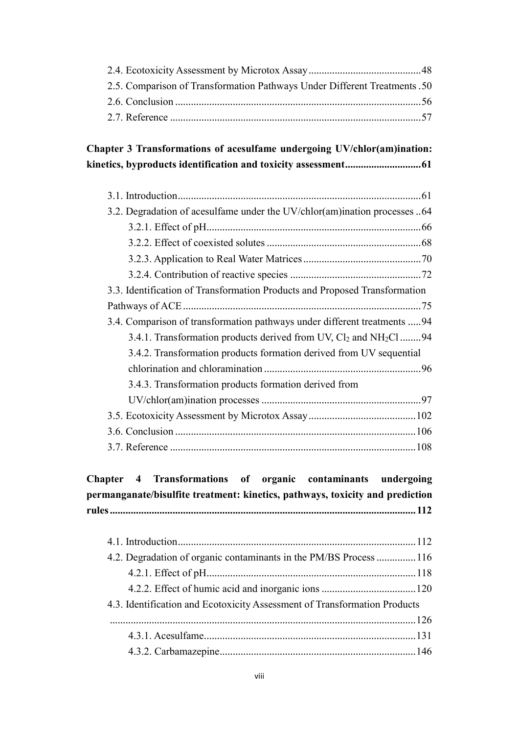2.4. Ecotoxicity Assessment by Microtox Assay ........................................... 48
2.5. Comparison of Transformation Pathways Under Different Treatments . 50
2.6. Conclusion ............................................................................................. 56
2.7. Reference ............................................................................................... 57

**Chapter 3 Transformations of acesulfame undergoing UV/chlor(am)ination: kinetics, byproducts identification and toxicity assessment ............................ 61**

3.1. Introduction ............................................................................................ 61
3.2. Degradation of acesulfame under the UV/chlor(am)ination processes .. 64
    3.2.1. Effect of pH ................................................................................. 66
    3.2.2. Effect of coexisted solutes ........................................................... 68
    3.2.3. Application to Real Water Matrices ............................................. 70
    3.2.4. Contribution of reactive species .................................................. 72
3.3. Identification of Transformation Products and Proposed Transformation Pathways of ACE ........................................................................................... 75
3.4. Comparison of transformation pathways under different treatments ..... 94
    3.4.1. Transformation products derived from UV, $Cl_2$ and $NH_2Cl$ ........ 94
    3.4.2. Transformation products formation derived from UV sequential chlorination and chloramination ........................................................... 96
    3.4.3. Transformation products formation derived from UV/chlor(am)ination processes ............................................................. 97
3.5. Ecotoxicity Assessment by Microtox Assay ......................................... 102
3.6. Conclusion ........................................................................................... 106
3.7. Reference ............................................................................................. 108

**Chapter 4 Transformations of organic contaminants undergoing permanganate/bisulfite treatment: kinetics, pathways, toxicity and prediction rules .................................................................................................................... 112**

4.1. Introduction .......................................................................................... 112
4.2. Degradation of organic contaminants in the PM/BS Process ............... 116
    4.2.1. Effect of pH ............................................................................... 118
    4.2.2. Effect of humic acid and inorganic ions .................................... 120
4.3. Identification and Ecotoxicity Assessment of Transformation Products .................................................................................................................... 126
    4.3.1. Acesulfame ................................................................................ 131
    4.3.2. Carbamazepine ........................................................................... 146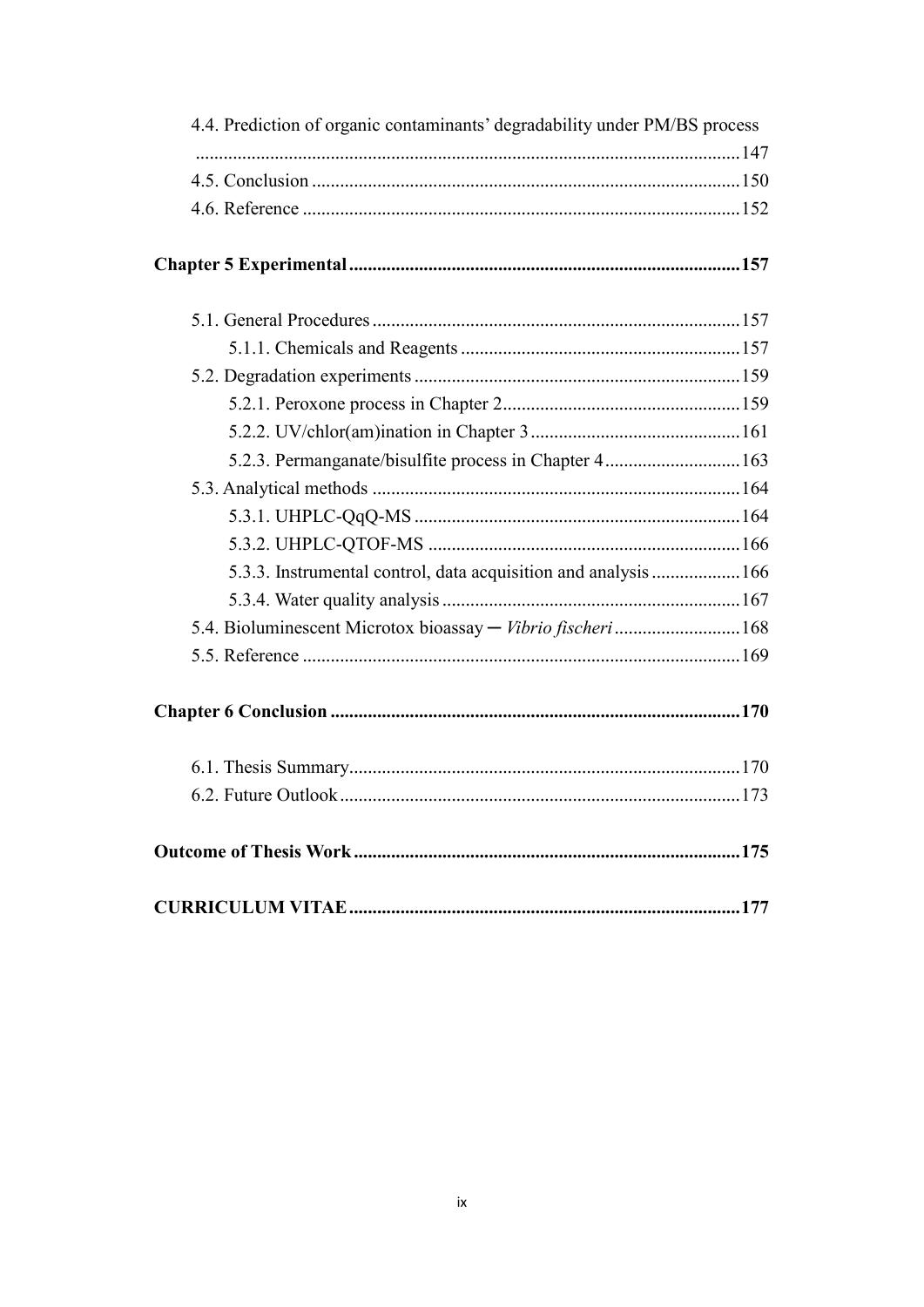4.4. Prediction of organic contaminants' degradability under PM/BS process ...................................................................................................................147

4.5. Conclusion ...........................................................................................150

4.6. Reference .............................................................................................152

**Chapter 5 Experimental ....................................................................................157**

5.1. General Procedures ..............................................................................157

5.1.1. Chemicals and Reagents ............................................................157

5.2. Degradation experiments .....................................................................159

5.2.1. Peroxone process in Chapter 2...................................................159

5.2.2. UV/chlor(am)ination in Chapter 3 .............................................161

5.2.3. Permanganate/bisulfite process in Chapter 4.............................163

5.3. Analytical methods ..............................................................................164

5.3.1. UHPLC-QqQ-MS ......................................................................164

5.3.2. UHPLC-QTOF-MS ...................................................................166

5.3.3. Instrumental control, data acquisition and analysis ...................166

5.3.4. Water quality analysis ................................................................167

5.4. Bioluminescent Microtox bioassay ─ *Vibrio fischeri* ...........................168

5.5. Reference .............................................................................................169

**Chapter 6 Conclusion ........................................................................................170**

6.1. Thesis Summary...................................................................................170

6.2. Future Outlook .....................................................................................173

**Outcome of Thesis Work ...................................................................................175**

**CURRICULUM VITAE ....................................................................................177**